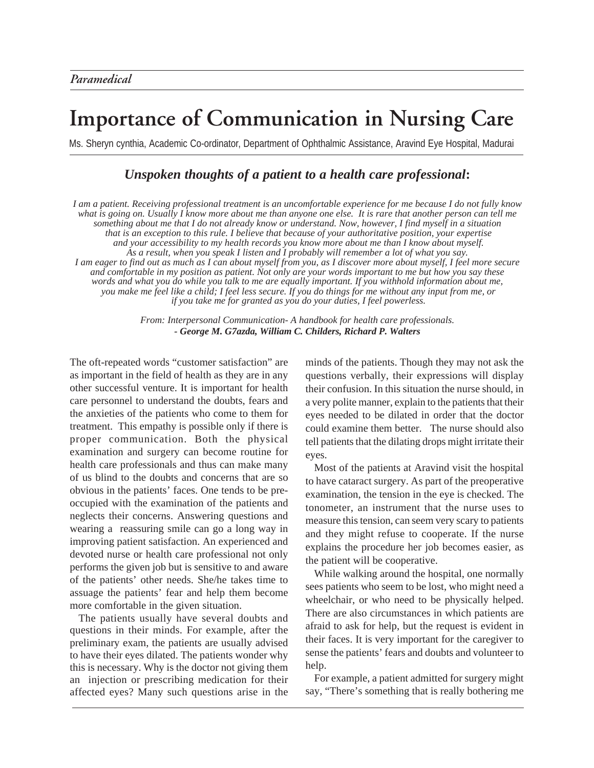*Paramedical*

# Importance of Communication in Nursing Care

Ms. Sheryn cynthia, Academic Co-ordinator, Department of Ophthalmic Assistance, Aravind Eye Hospital, Madurai

## *Unspoken thoughts of a patient to a health care professional***:**

*I am a patient. Receiving professional treatment is an uncomfortable experience for me because I do not fully know what is going on. Usually I know more about me than anyone one else. It is rare that another person can tell me something about me that I do not already know or understand. Now, however, I find myself in a situation that is an exception to this rule. I believe that because of your authoritative position, your expertise and your accessibility to my health records you know more about me than I know about myself. As a result, when you speak I listen and I probably will remember a lot of what you say. I am eager to find out as much as I can about myself from you, as I discover more about myself, I feel more secure and comfortable in my position as patient. Not only are your words important to me but how you say these words and what you do while you talk to me are equally important. If you withhold information about me, you make me feel like a child; I feel less secure. If you do things for me without any input from me, or if you take me for granted as you do your duties, I feel powerless.*

*From: Interpersonal Communication- A handbook for health care professionals.*
***- George M. G7azda, William C. Childers, Richard P. Walters***

The oft-repeated words "customer satisfaction" are as important in the field of health as they are in any other successful venture. It is important for health care personnel to understand the doubts, fears and the anxieties of the patients who come to them for treatment. This empathy is possible only if there is proper communication. Both the physical examination and surgery can become routine for health care professionals and thus can make many of us blind to the doubts and concerns that are so obvious in the patients' faces. One tends to be pre-occupied with the examination of the patients and neglects their concerns. Answering questions and wearing a reassuring smile can go a long way in improving patient satisfaction. An experienced and devoted nurse or health care professional not only performs the given job but is sensitive to and aware of the patients' other needs. She/he takes time to assuage the patients' fear and help them become more comfortable in the given situation.

The patients usually have several doubts and questions in their minds. For example, after the preliminary exam, the patients are usually advised to have their eyes dilated. The patients wonder why this is necessary. Why is the doctor not giving them an injection or prescribing medication for their affected eyes? Many such questions arise in the minds of the patients. Though they may not ask the questions verbally, their expressions will display their confusion. In this situation the nurse should, in a very polite manner, explain to the patients that their eyes needed to be dilated in order that the doctor could examine them better. The nurse should also tell patients that the dilating drops might irritate their eyes.

Most of the patients at Aravind visit the hospital to have cataract surgery. As part of the preoperative examination, the tension in the eye is checked. The tonometer, an instrument that the nurse uses to measure this tension, can seem very scary to patients and they might refuse to cooperate. If the nurse explains the procedure her job becomes easier, as the patient will be cooperative.

While walking around the hospital, one normally sees patients who seem to be lost, who might need a wheelchair, or who need to be physically helped. There are also circumstances in which patients are afraid to ask for help, but the request is evident in their faces. It is very important for the caregiver to sense the patients' fears and doubts and volunteer to help.

For example, a patient admitted for surgery might say, "There's something that is really bothering me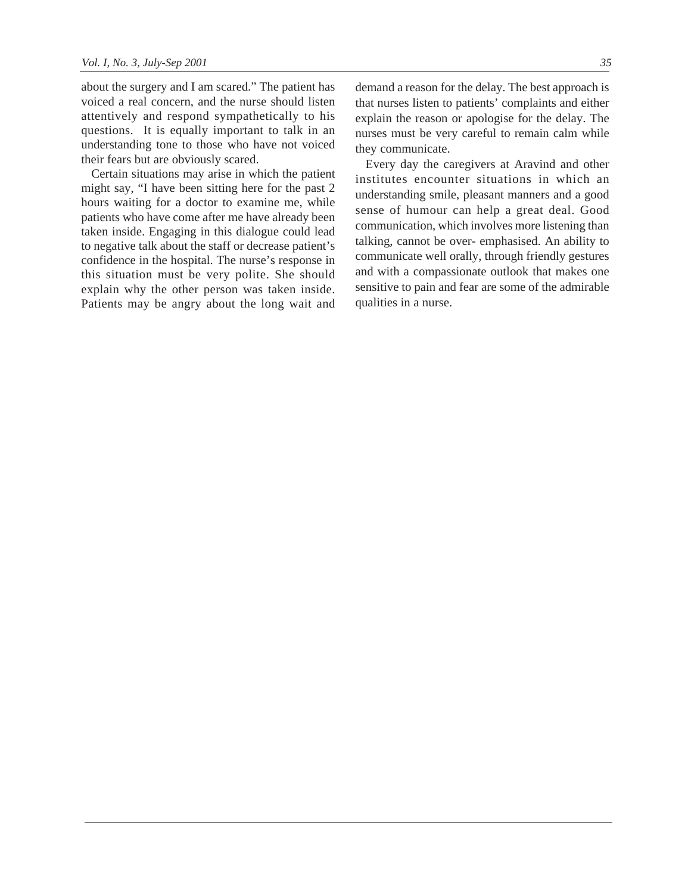about the surgery and I am scared." The patient has voiced a real concern, and the nurse should listen attentively and respond sympathetically to his questions. It is equally important to talk in an understanding tone to those who have not voiced their fears but are obviously scared.

Certain situations may arise in which the patient might say, "I have been sitting here for the past 2 hours waiting for a doctor to examine me, while patients who have come after me have already been taken inside. Engaging in this dialogue could lead to negative talk about the staff or decrease patient's confidence in the hospital. The nurse's response in this situation must be very polite. She should explain why the other person was taken inside. Patients may be angry about the long wait and demand a reason for the delay. The best approach is that nurses listen to patients' complaints and either explain the reason or apologise for the delay. The nurses must be very careful to remain calm while they communicate.

Every day the caregivers at Aravind and other institutes encounter situations in which an understanding smile, pleasant manners and a good sense of humour can help a great deal. Good communication, which involves more listening than talking, cannot be over- emphasised. An ability to communicate well orally, through friendly gestures and with a compassionate outlook that makes one sensitive to pain and fear are some of the admirable qualities in a nurse.